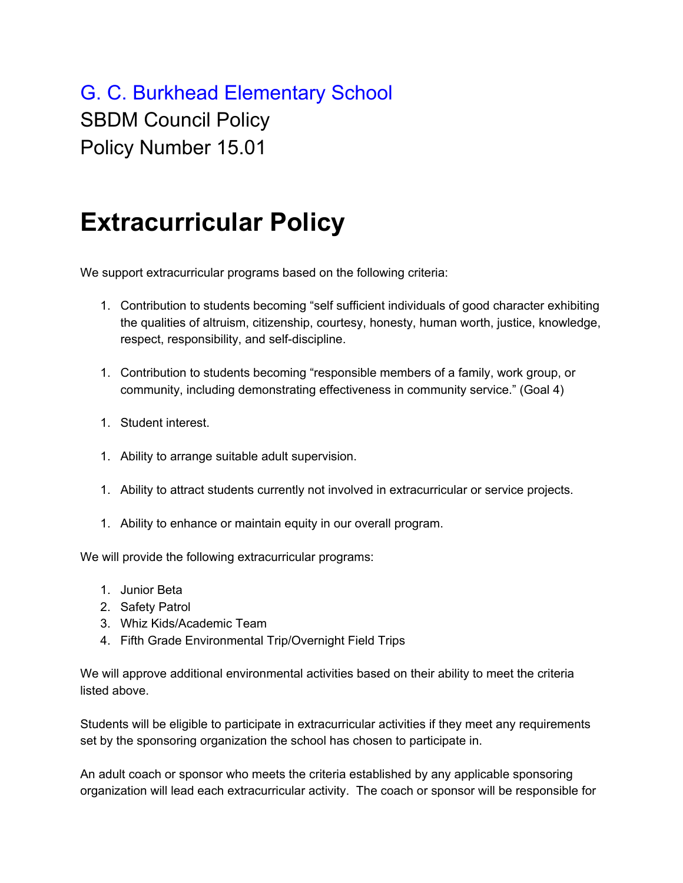G. C. Burkhead Elementary School

SBDM Council Policy

Policy Number 15.01

# Extracurricular Policy

We support extracurricular programs based on the following criteria:

1. Contribution to students becoming "self sufficient individuals of good character exhibiting the qualities of altruism, citizenship, courtesy, honesty, human worth, justice, knowledge, respect, responsibility, and self-discipline.

1. Contribution to students becoming "responsible members of a family, work group, or community, including demonstrating effectiveness in community service." (Goal 4)

1. Student interest.

1. Ability to arrange suitable adult supervision.

1. Ability to attract students currently not involved in extracurricular or service projects.

1. Ability to enhance or maintain equity in our overall program.

We will provide the following extracurricular programs:

1. Junior Beta
2. Safety Patrol
3. Whiz Kids/Academic Team
4. Fifth Grade Environmental Trip/Overnight Field Trips

We will approve additional environmental activities based on their ability to meet the criteria listed above.

Students will be eligible to participate in extracurricular activities if they meet any requirements set by the sponsoring organization the school has chosen to participate in.

An adult coach or sponsor who meets the criteria established by any applicable sponsoring organization will lead each extracurricular activity. The coach or sponsor will be responsible for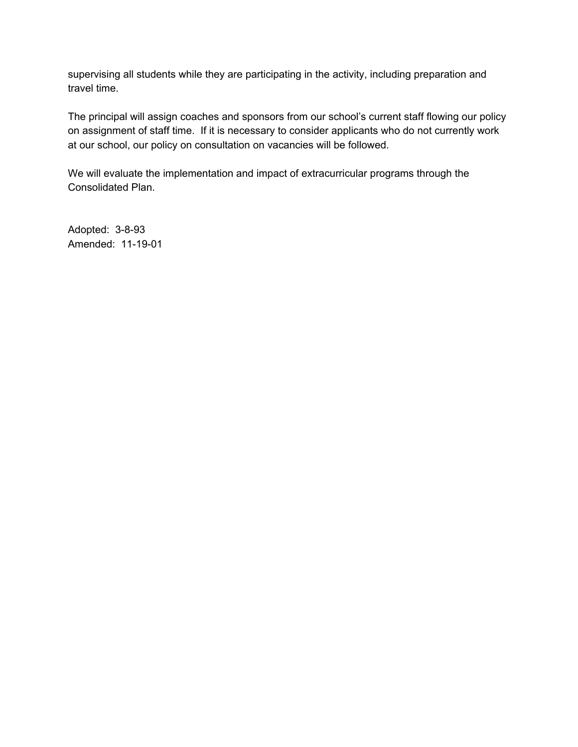supervising all students while they are participating in the activity, including preparation and travel time.

The principal will assign coaches and sponsors from our school's current staff flowing our policy on assignment of staff time. If it is necessary to consider applicants who do not currently work at our school, our policy on consultation on vacancies will be followed.

We will evaluate the implementation and impact of extracurricular programs through the Consolidated Plan.

Adopted: 3-8-93
Amended: 11-19-01